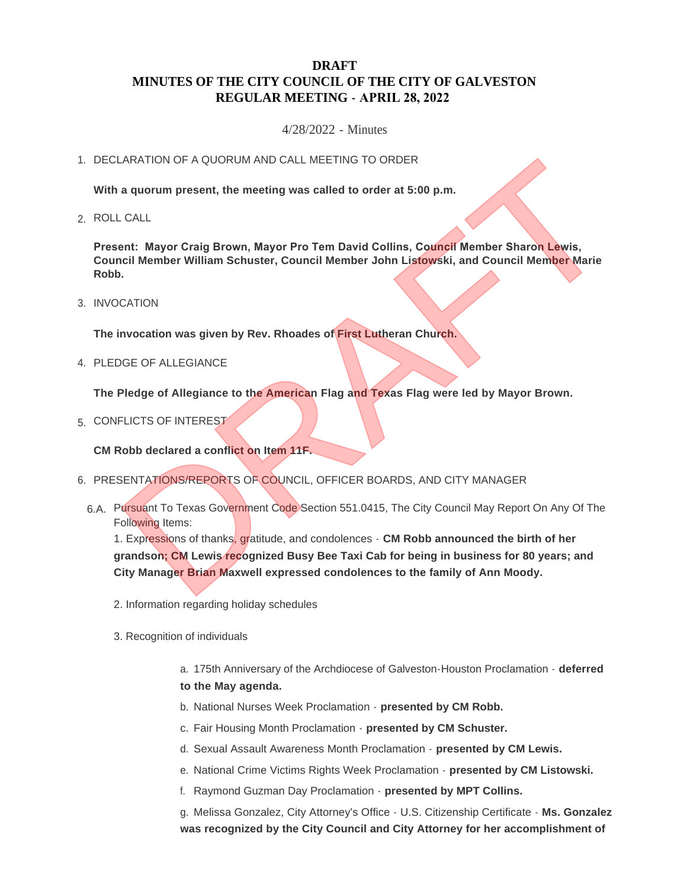# DRAFT
# MINUTES OF THE CITY COUNCIL OF THE CITY OF GALVESTON
# REGULAR MEETING - APRIL 28, 2022

4/28/2022 - Minutes

1. DECLARATION OF A QUORUM AND CALL MEETING TO ORDER

   **With a quorum present, the meeting was called to order at 5:00 p.m.**

2. ROLL CALL

   **Present: Mayor Craig Brown, Mayor Pro Tem David Collins, Council Member Sharon Lewis, Council Member William Schuster, Council Member John Listowski, and Council Member Marie Robb.**

3. INVOCATION

   **The invocation was given by Rev. Rhoades of First Lutheran Church.**

4. PLEDGE OF ALLEGIANCE

   **The Pledge of Allegiance to the American Flag and Texas Flag were led by Mayor Brown.**

5. CONFLICTS OF INTEREST

   **CM Robb declared a conflict on Item 11F.**

6. PRESENTATIONS/REPORTS OF COUNCIL, OFFICER BOARDS, AND CITY MANAGER

   6.A. Pursuant To Texas Government Code Section 551.0415, The City Council May Report On Any Of The Following Items:

   1. Expressions of thanks, gratitude, and condolences - **CM Robb announced the birth of her grandson; CM Lewis recognized Busy Bee Taxi Cab for being in business for 80 years; and City Manager Brian Maxwell expressed condolences to the family of Ann Moody.**

   2. Information regarding holiday schedules

   3. Recognition of individuals

      a. 175th Anniversary of the Archdiocese of Galveston-Houston Proclamation - **deferred to the May agenda.**

      b. National Nurses Week Proclamation - **presented by CM Robb.**

      c. Fair Housing Month Proclamation - **presented by CM Schuster.**

      d. Sexual Assault Awareness Month Proclamation - **presented by CM Lewis.**

      e. National Crime Victims Rights Week Proclamation - **presented by CM Listowski.**

      f. Raymond Guzman Day Proclamation - **presented by MPT Collins.**

      g. Melissa Gonzalez, City Attorney's Office - U.S. Citizenship Certificate - **Ms. Gonzalez was recognized by the City Council and City Attorney for her accomplishment of**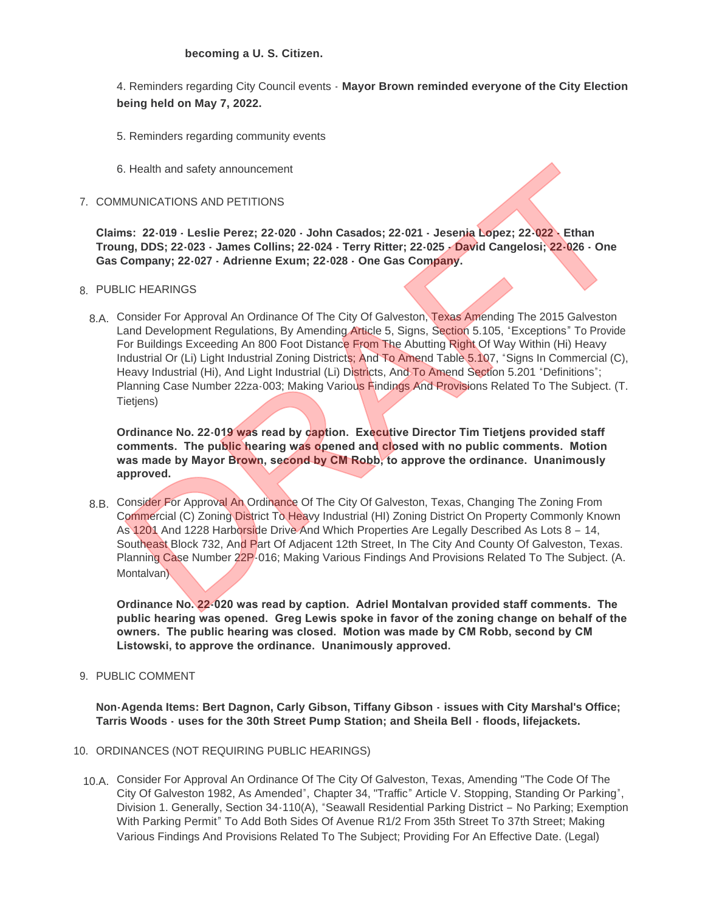**becoming a U. S. Citizen.**

4. Reminders regarding City Council events - **Mayor Brown reminded everyone of the City Election being held on May 7, 2022.**

5. Reminders regarding community events

6. Health and safety announcement

7. COMMUNICATIONS AND PETITIONS

**Claims: 22-019 - Leslie Perez; 22-020 - John Casados; 22-021 - Jesenia Lopez; 22-022 - Ethan Troung, DDS; 22-023 - James Collins; 22-024 - Terry Ritter; 22-025 - David Cangelosi; 22-026 - One Gas Company; 22-027 - Adrienne Exum; 22-028 - One Gas Company.**

8. PUBLIC HEARINGS

8.A. Consider For Approval An Ordinance Of The City Of Galveston, Texas Amending The 2015 Galveston Land Development Regulations, By Amending Article 5, Signs, Section 5.105, "Exceptions" To Provide For Buildings Exceeding An 800 Foot Distance From The Abutting Right Of Way Within (Hi) Heavy Industrial Or (Li) Light Industrial Zoning Districts; And To Amend Table 5.107, "Signs In Commercial (C), Heavy Industrial (Hi), And Light Industrial (Li) Districts, And To Amend Section 5.201 "Definitions"; Planning Case Number 22za-003; Making Various Findings And Provisions Related To The Subject. (T. Tietjens)

**Ordinance No. 22-019 was read by caption. Executive Director Tim Tietjens provided staff comments. The public hearing was opened and closed with no public comments. Motion was made by Mayor Brown, second by CM Robb, to approve the ordinance. Unanimously approved.**

8.B. Consider For Approval An Ordinance Of The City Of Galveston, Texas, Changing The Zoning From Commercial (C) Zoning District To Heavy Industrial (HI) Zoning District On Property Commonly Known As 1201 And 1228 Harborside Drive And Which Properties Are Legally Described As Lots 8 – 14, Southeast Block 732, And Part Of Adjacent 12th Street, In The City And County Of Galveston, Texas. Planning Case Number 22P-016; Making Various Findings And Provisions Related To The Subject. (A. Montalvan)

**Ordinance No. 22-020 was read by caption. Adriel Montalvan provided staff comments. The public hearing was opened. Greg Lewis spoke in favor of the zoning change on behalf of the owners. The public hearing was closed. Motion was made by CM Robb, second by CM Listowski, to approve the ordinance. Unanimously approved.**

9. PUBLIC COMMENT

**Non-Agenda Items: Bert Dagnon, Carly Gibson, Tiffany Gibson - issues with City Marshal's Office; Tarris Woods - uses for the 30th Street Pump Station; and Sheila Bell - floods, lifejackets.**

10. ORDINANCES (NOT REQUIRING PUBLIC HEARINGS)

10.A. Consider For Approval An Ordinance Of The City Of Galveston, Texas, Amending "The Code Of The City Of Galveston 1982, As Amended", Chapter 34, "Traffic" Article V. Stopping, Standing Or Parking", Division 1. Generally, Section 34-110(A), "Seawall Residential Parking District – No Parking; Exemption With Parking Permit" To Add Both Sides Of Avenue R1/2 From 35th Street To 37th Street; Making Various Findings And Provisions Related To The Subject; Providing For An Effective Date. (Legal)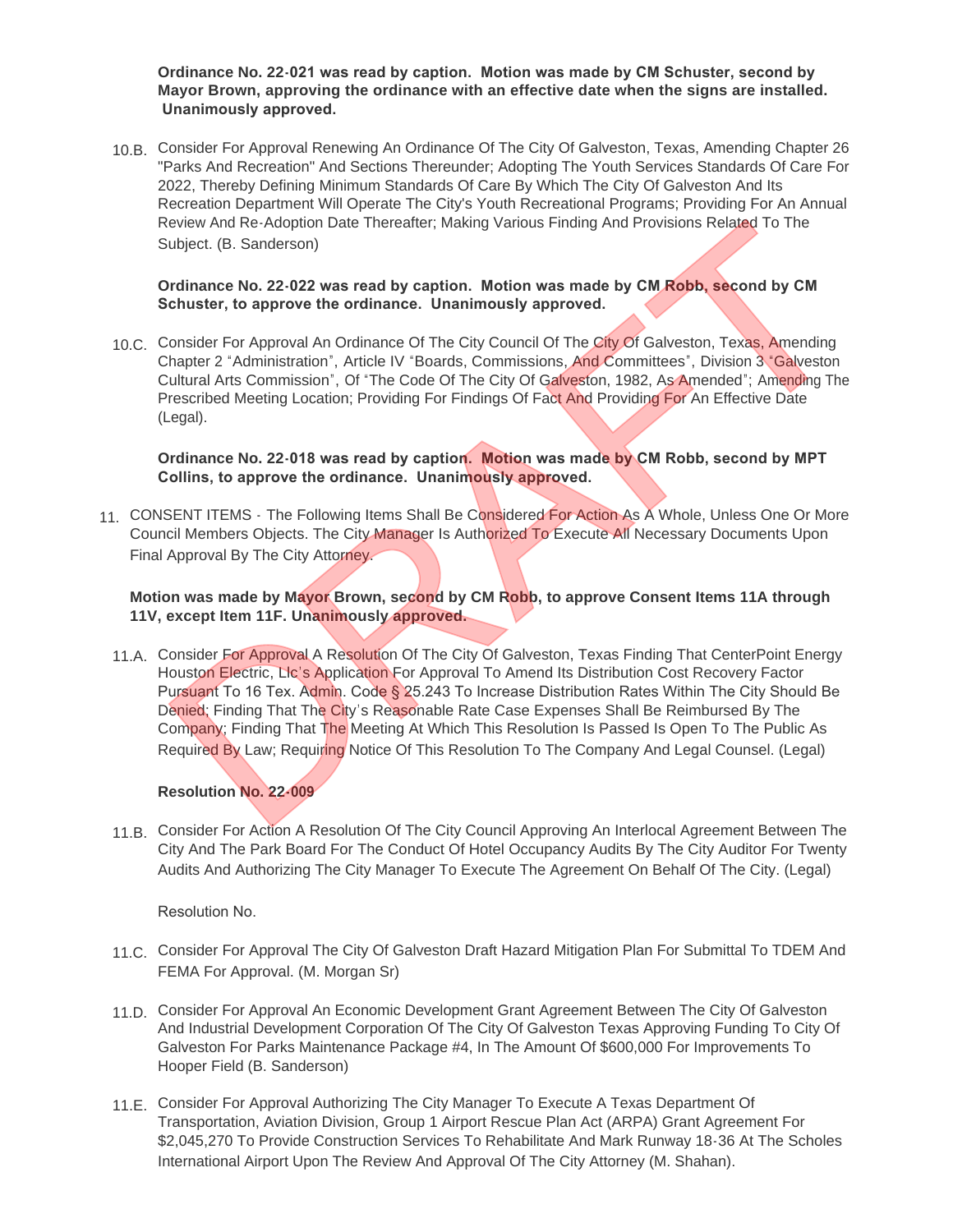**Ordinance No. 22-021 was read by caption. Motion was made by CM Schuster, second by Mayor Brown, approving the ordinance with an effective date when the signs are installed. Unanimously approved.**

10.B. Consider For Approval Renewing An Ordinance Of The City Of Galveston, Texas, Amending Chapter 26 "Parks And Recreation" And Sections Thereunder; Adopting The Youth Services Standards Of Care For 2022, Thereby Defining Minimum Standards Of Care By Which The City Of Galveston And Its Recreation Department Will Operate The City's Youth Recreational Programs; Providing For An Annual Review And Re-Adoption Date Thereafter; Making Various Finding And Provisions Related To The Subject. (B. Sanderson)

**Ordinance No. 22-022 was read by caption. Motion was made by CM Robb, second by CM Schuster, to approve the ordinance. Unanimously approved.**

10.C. Consider For Approval An Ordinance Of The City Council Of The City Of Galveston, Texas, Amending Chapter 2 "Administration", Article IV "Boards, Commissions, And Committees", Division 3 "Galveston Cultural Arts Commission", Of "The Code Of The City Of Galveston, 1982, As Amended"; Amending The Prescribed Meeting Location; Providing For Findings Of Fact And Providing For An Effective Date (Legal).

**Ordinance No. 22-018 was read by caption. Motion was made by CM Robb, second by MPT Collins, to approve the ordinance. Unanimously approved.**

11. CONSENT ITEMS - The Following Items Shall Be Considered For Action As A Whole, Unless One Or More Council Members Objects. The City Manager Is Authorized To Execute All Necessary Documents Upon Final Approval By The City Attorney.

**Motion was made by Mayor Brown, second by CM Robb, to approve Consent Items 11A through 11V, except Item 11F. Unanimously approved.**

11.A. Consider For Approval A Resolution Of The City Of Galveston, Texas Finding That CenterPoint Energy Houston Electric, Llc's Application For Approval To Amend Its Distribution Cost Recovery Factor Pursuant To 16 Tex. Admin. Code § 25.243 To Increase Distribution Rates Within The City Should Be Denied; Finding That The City's Reasonable Rate Case Expenses Shall Be Reimbursed By The Company; Finding That The Meeting At Which This Resolution Is Passed Is Open To The Public As Required By Law; Requiring Notice Of This Resolution To The Company And Legal Counsel. (Legal)

**Resolution No. 22-009**

11.B. Consider For Action A Resolution Of The City Council Approving An Interlocal Agreement Between The City And The Park Board For The Conduct Of Hotel Occupancy Audits By The City Auditor For Twenty Audits And Authorizing The City Manager To Execute The Agreement On Behalf Of The City. (Legal)

Resolution No.

11.C. Consider For Approval The City Of Galveston Draft Hazard Mitigation Plan For Submittal To TDEM And FEMA For Approval. (M. Morgan Sr)

11.D. Consider For Approval An Economic Development Grant Agreement Between The City Of Galveston And Industrial Development Corporation Of The City Of Galveston Texas Approving Funding To City Of Galveston For Parks Maintenance Package #4, In The Amount Of $600,000 For Improvements To Hooper Field (B. Sanderson)

11.E. Consider For Approval Authorizing The City Manager To Execute A Texas Department Of Transportation, Aviation Division, Group 1 Airport Rescue Plan Act (ARPA) Grant Agreement For $2,045,270 To Provide Construction Services To Rehabilitate And Mark Runway 18-36 At The Scholes International Airport Upon The Review And Approval Of The City Attorney (M. Shahan).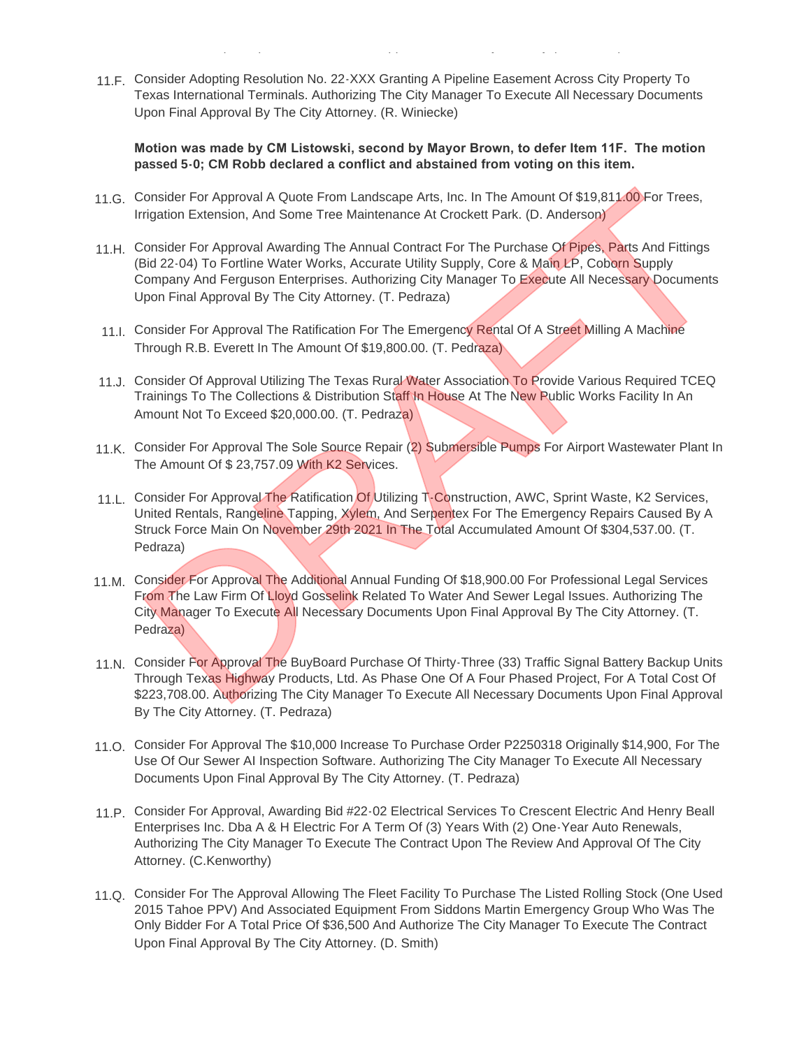11.F. Consider Adopting Resolution No. 22-XXX Granting A Pipeline Easement Across City Property To Texas International Terminals. Authorizing The City Manager To Execute All Necessary Documents Upon Final Approval By The City Attorney. (R. Winiecke)

**Motion was made by CM Listowski, second by Mayor Brown, to defer Item 11F. The motion passed 5-0; CM Robb declared a conflict and abstained from voting on this item.**

11.G. Consider For Approval A Quote From Landscape Arts, Inc. In The Amount Of $19,811.00 For Trees, Irrigation Extension, And Some Tree Maintenance At Crockett Park. (D. Anderson)

11.H. Consider For Approval Awarding The Annual Contract For The Purchase Of Pipes, Parts And Fittings (Bid 22-04) To Fortline Water Works, Accurate Utility Supply, Core & Main LP, Coborn Supply Company And Ferguson Enterprises. Authorizing City Manager To Execute All Necessary Documents Upon Final Approval By The City Attorney. (T. Pedraza)

11.I. Consider For Approval The Ratification For The Emergency Rental Of A Street Milling A Machine Through R.B. Everett In The Amount Of $19,800.00. (T. Pedraza)

11.J. Consider Of Approval Utilizing The Texas Rural Water Association To Provide Various Required TCEQ Trainings To The Collections & Distribution Staff In House At The New Public Works Facility In An Amount Not To Exceed $20,000.00. (T. Pedraza)

11.K. Consider For Approval The Sole Source Repair (2) Submersible Pumps For Airport Wastewater Plant In The Amount Of $ 23,757.09 With K2 Services.

11.L. Consider For Approval The Ratification Of Utilizing T-Construction, AWC, Sprint Waste, K2 Services, United Rentals, Rangeline Tapping, Xylem, And Serpentex For The Emergency Repairs Caused By A Struck Force Main On November 29th 2021 In The Total Accumulated Amount Of $304,537.00. (T. Pedraza)

11.M. Consider For Approval The Additional Annual Funding Of $18,900.00 For Professional Legal Services From The Law Firm Of Lloyd Gosselink Related To Water And Sewer Legal Issues. Authorizing The City Manager To Execute All Necessary Documents Upon Final Approval By The City Attorney. (T. Pedraza)

11.N. Consider For Approval The BuyBoard Purchase Of Thirty-Three (33) Traffic Signal Battery Backup Units Through Texas Highway Products, Ltd. As Phase One Of A Four Phased Project, For A Total Cost Of $223,708.00. Authorizing The City Manager To Execute All Necessary Documents Upon Final Approval By The City Attorney. (T. Pedraza)

11.O. Consider For Approval The $10,000 Increase To Purchase Order P2250318 Originally $14,900, For The Use Of Our Sewer AI Inspection Software. Authorizing The City Manager To Execute All Necessary Documents Upon Final Approval By The City Attorney. (T. Pedraza)

11.P. Consider For Approval, Awarding Bid #22-02 Electrical Services To Crescent Electric And Henry Beall Enterprises Inc. Dba A & H Electric For A Term Of (3) Years With (2) One-Year Auto Renewals, Authorizing The City Manager To Execute The Contract Upon The Review And Approval Of The City Attorney. (C.Kenworthy)

11.Q. Consider For The Approval Allowing The Fleet Facility To Purchase The Listed Rolling Stock (One Used 2015 Tahoe PPV) And Associated Equipment From Siddons Martin Emergency Group Who Was The Only Bidder For A Total Price Of $36,500 And Authorize The City Manager To Execute The Contract Upon Final Approval By The City Attorney. (D. Smith)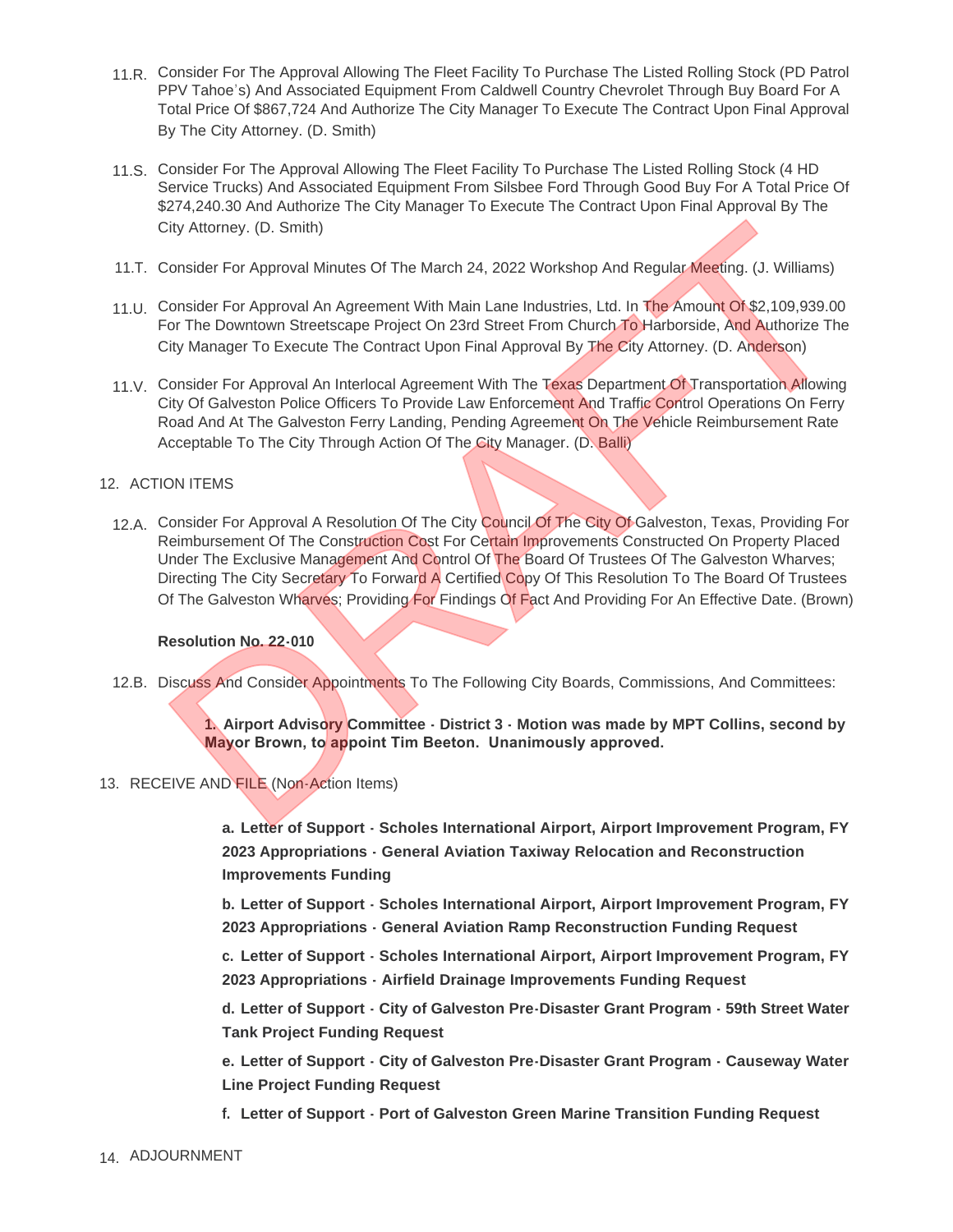11.R. Consider For The Approval Allowing The Fleet Facility To Purchase The Listed Rolling Stock (PD Patrol PPV Tahoe's) And Associated Equipment From Caldwell Country Chevrolet Through Buy Board For A Total Price Of $867,724 And Authorize The City Manager To Execute The Contract Upon Final Approval By The City Attorney. (D. Smith)

11.S. Consider For The Approval Allowing The Fleet Facility To Purchase The Listed Rolling Stock (4 HD Service Trucks) And Associated Equipment From Silsbee Ford Through Good Buy For A Total Price Of $274,240.30 And Authorize The City Manager To Execute The Contract Upon Final Approval By The City Attorney. (D. Smith)

11.T. Consider For Approval Minutes Of The March 24, 2022 Workshop And Regular Meeting. (J. Williams)

11.U. Consider For Approval An Agreement With Main Lane Industries, Ltd. In The Amount Of $2,109,939.00 For The Downtown Streetscape Project On 23rd Street From Church To Harborside, And Authorize The City Manager To Execute The Contract Upon Final Approval By The City Attorney. (D. Anderson)

11.V. Consider For Approval An Interlocal Agreement With The Texas Department Of Transportation Allowing City Of Galveston Police Officers To Provide Law Enforcement And Traffic Control Operations On Ferry Road And At The Galveston Ferry Landing, Pending Agreement On The Vehicle Reimbursement Rate Acceptable To The City Through Action Of The City Manager. (D. Balli)

12. ACTION ITEMS

12.A. Consider For Approval A Resolution Of The City Council Of The City Of Galveston, Texas, Providing For Reimbursement Of The Construction Cost For Certain Improvements Constructed On Property Placed Under The Exclusive Management And Control Of The Board Of Trustees Of The Galveston Wharves; Directing The City Secretary To Forward A Certified Copy Of This Resolution To The Board Of Trustees Of The Galveston Wharves; Providing For Findings Of Fact And Providing For An Effective Date. (Brown)

**Resolution No. 22-010**

12.B. Discuss And Consider Appointments To The Following City Boards, Commissions, And Committees:

**1. Airport Advisory Committee - District 3 - Motion was made by MPT Collins, second by Mayor Brown, to appoint Tim Beeton. Unanimously approved.**

13. RECEIVE AND FILE (Non-Action Items)

**a. Letter of Support - Scholes International Airport, Airport Improvement Program, FY 2023 Appropriations - General Aviation Taxiway Relocation and Reconstruction Improvements Funding**

**b. Letter of Support - Scholes International Airport, Airport Improvement Program, FY 2023 Appropriations - General Aviation Ramp Reconstruction Funding Request**

**c. Letter of Support - Scholes International Airport, Airport Improvement Program, FY 2023 Appropriations - Airfield Drainage Improvements Funding Request**

**d. Letter of Support - City of Galveston Pre-Disaster Grant Program - 59th Street Water Tank Project Funding Request**

**e. Letter of Support - City of Galveston Pre-Disaster Grant Program - Causeway Water Line Project Funding Request**

**f. Letter of Support - Port of Galveston Green Marine Transition Funding Request**

14. ADJOURNMENT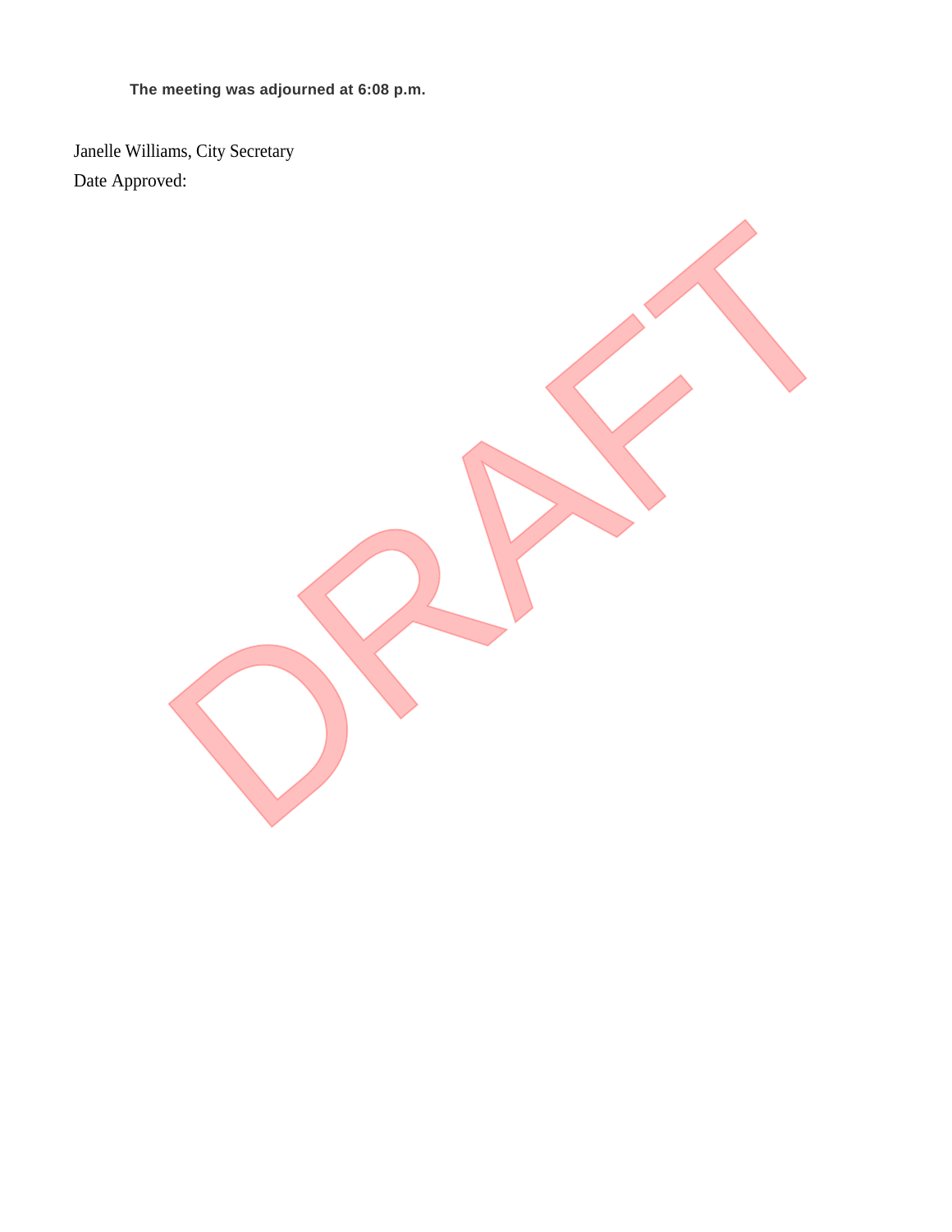**The meeting was adjourned at 6:08 p.m.**

Janelle Williams, City Secretary

Date Approved:

DRAFT